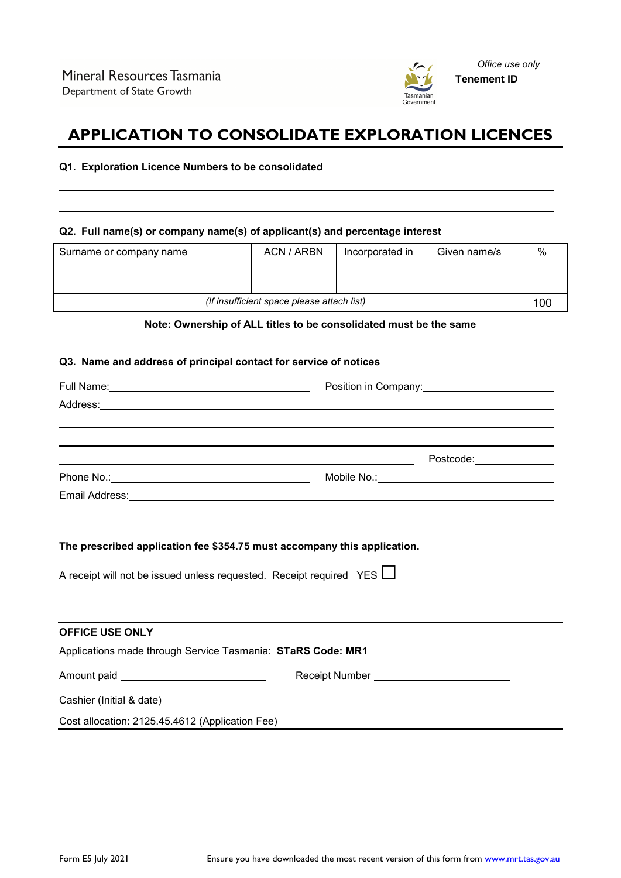Mineral Resources Tasmania
Department of State Growth

*Office use only*
**Tenement ID**

# APPLICATION TO CONSOLIDATE EXPLORATION LICENCES

**Q1. Exploration Licence Numbers to be consolidated**

______________________________________________________________________

______________________________________________________________________

**Q2. Full name(s) or company name(s) of applicant(s) and percentage interest**

| Surname or company name | ACN / ARBN | Incorporated in | Given name/s | % |
|---|---|---|---|---|
| | | | | |
| | | | | |
| *(If insufficient space please attach list)* | | | | 100 |

**Note: Ownership of ALL titles to be consolidated must be the same**

**Q3. Name and address of principal contact for service of notices**

Full Name: ______________________ Position in Company: ______________________

Address: ______________________________________________________________

______________________________________________________________________

______________________________________________________________________

______________________________________________ Postcode: ______________

Phone No.: ______________________ Mobile No.: ______________________

Email Address: __________________________________________________________

**The prescribed application fee $354.75 must accompany this application.**

A receipt will not be issued unless requested. Receipt required YES ☐

**OFFICE USE ONLY**

Applications made through Service Tasmania: **STaRS Code: MR1**

Amount paid ______________________ Receipt Number ______________________

Cashier (Initial & date) ______________________________________________

Cost allocation: 2125.45.4612 (Application Fee)

Form E5 July 2021

Ensure you have downloaded the most recent version of this form from www.mrt.tas.gov.au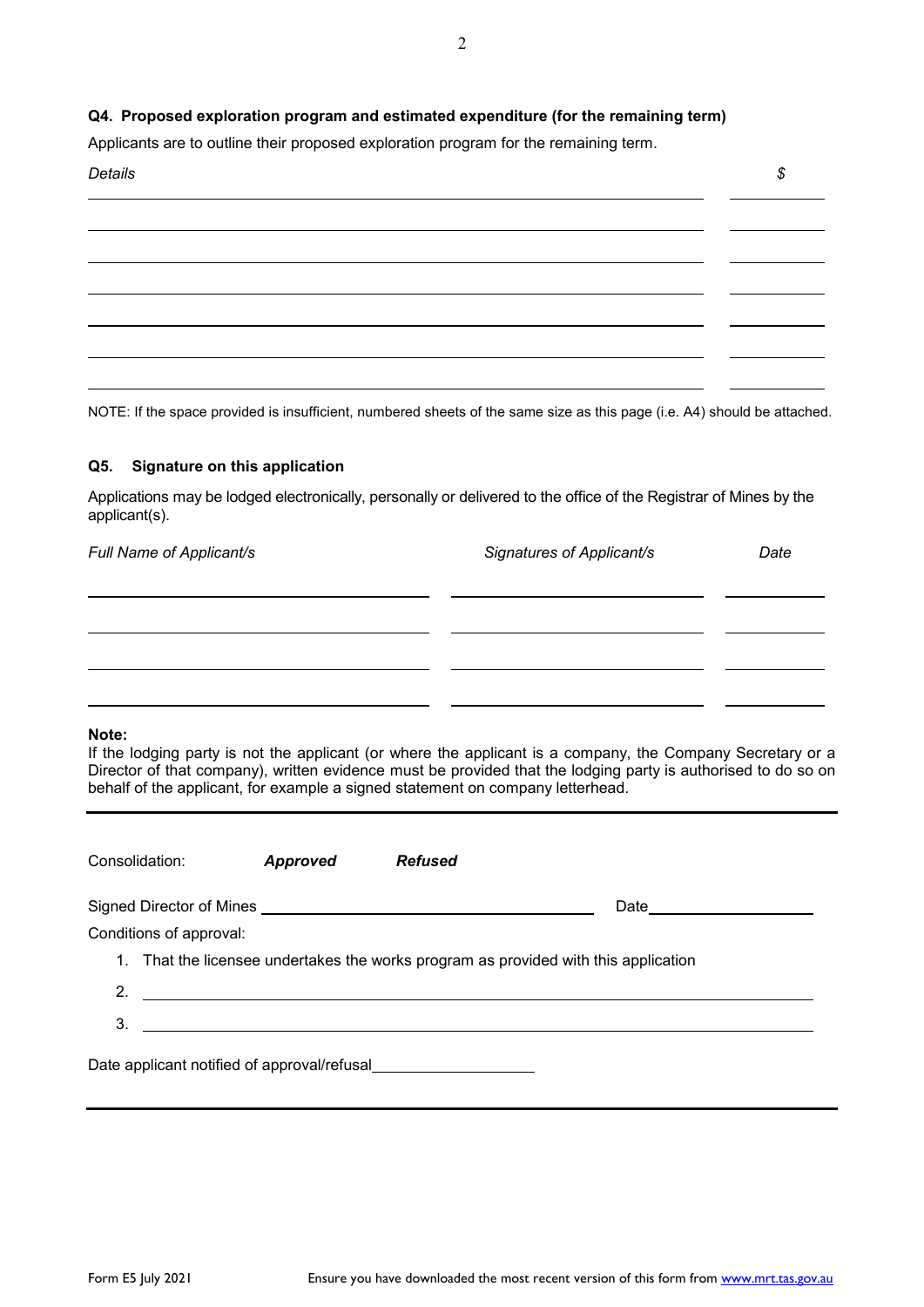### Q4. Proposed exploration program and estimated expenditure (for the remaining term)

Applicants are to outline their proposed exploration program for the remaining term.

| *Details* | *$* |
|---|---|
| | |
| | |
| | |
| | |
| | |
| | |
| | |

NOTE: If the space provided is insufficient, numbered sheets of the same size as this page (i.e. A4) should be attached.

### Q5. Signature on this application

Applications may be lodged electronically, personally or delivered to the office of the Registrar of Mines by the applicant(s).

| *Full Name of Applicant/s* | *Signatures of Applicant/s* | *Date* |
|---|---|---|
| | | |
| | | |
| | | |
| | | |

**Note:**
If the lodging party is not the applicant (or where the applicant is a company, the Company Secretary or a Director of that company), written evidence must be provided that the lodging party is authorised to do so on behalf of the applicant, for example a signed statement on company letterhead.

---

Consolidation: ***Approved*** ***Refused***

Signed Director of Mines ______________________________ Date ____________________

Conditions of approval:

1. That the licensee undertakes the works program as provided with this application
2. ____________________________________________
3. ____________________________________________

Date applicant notified of approval/refusal ____________________

---

Form E5 July 2021 Ensure you have downloaded the most recent version of this form from www.mrt.tas.gov.au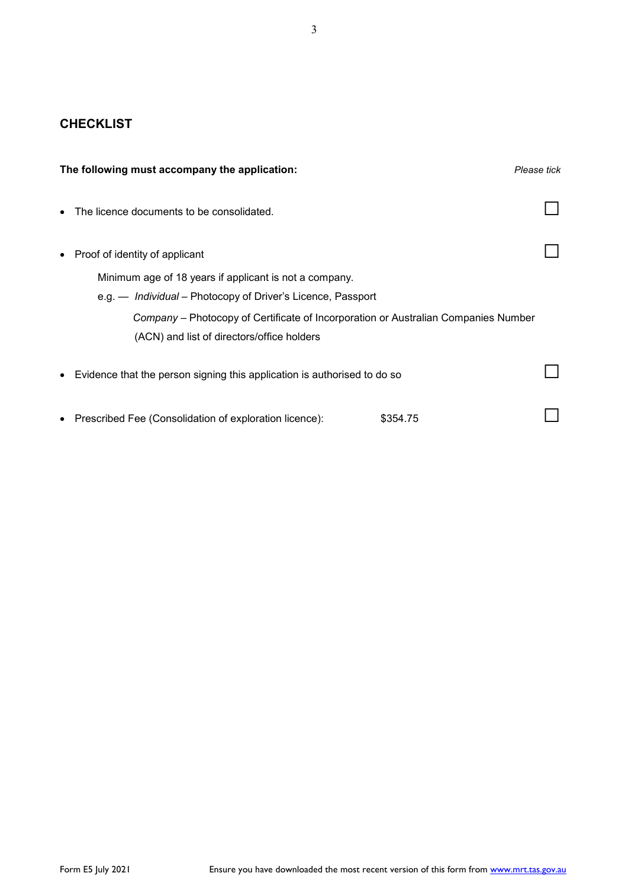## CHECKLIST

**The following must accompany the application:** *Please tick*

- The licence documents to be consolidated. ☐
- Proof of identity of applicant ☐

  Minimum age of 18 years if applicant is not a company.

  e.g. — *Individual* – Photocopy of Driver's Licence, Passport

  *Company* – Photocopy of Certificate of Incorporation or Australian Companies Number (ACN) and list of directors/office holders

- Evidence that the person signing this application is authorised to do so ☐
- Prescribed Fee (Consolidation of exploration licence): $354.75 ☐

Form E5 July 2021 Ensure you have downloaded the most recent version of this form from www.mrt.tas.gov.au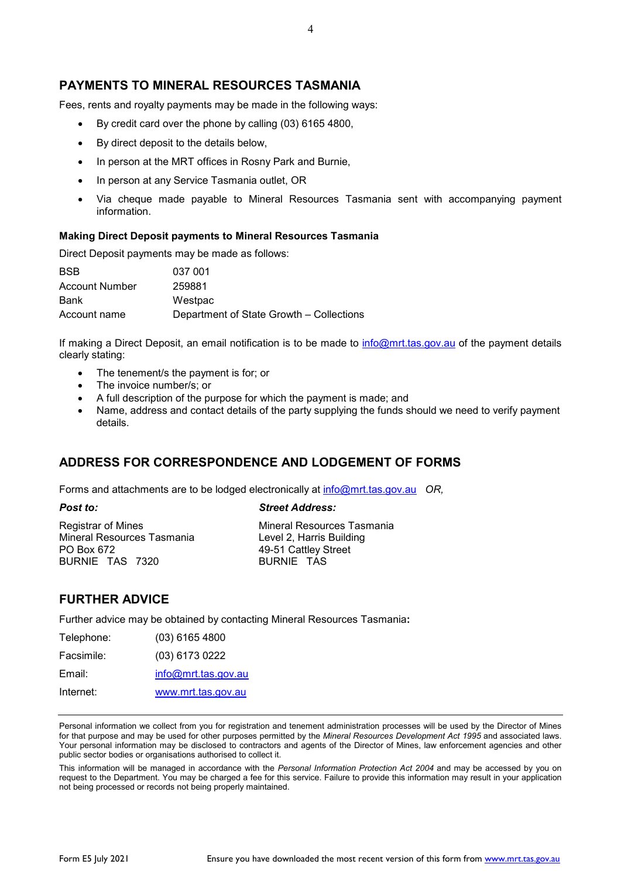## PAYMENTS TO MINERAL RESOURCES TASMANIA

Fees, rents and royalty payments may be made in the following ways:

- By credit card over the phone by calling (03) 6165 4800,
- By direct deposit to the details below,
- In person at the MRT offices in Rosny Park and Burnie,
- In person at any Service Tasmania outlet, OR
- Via cheque made payable to Mineral Resources Tasmania sent with accompanying payment information.

### Making Direct Deposit payments to Mineral Resources Tasmania

Direct Deposit payments may be made as follows:

| | |
|---|---|
| BSB | 037 001 |
| Account Number | 259881 |
| Bank | Westpac |
| Account name | Department of State Growth – Collections |

If making a Direct Deposit, an email notification is to be made to info@mrt.tas.gov.au of the payment details clearly stating:

- The tenement/s the payment is for; or
- The invoice number/s; or
- A full description of the purpose for which the payment is made; and
- Name, address and contact details of the party supplying the funds should we need to verify payment details.

## ADDRESS FOR CORRESPONDENCE AND LODGEMENT OF FORMS

Forms and attachments are to be lodged electronically at info@mrt.tas.gov.au *OR,*

***Post to:***

Registrar of Mines
Mineral Resources Tasmania
PO Box 672
BURNIE TAS 7320

***Street Address:***

Mineral Resources Tasmania
Level 2, Harris Building
49-51 Cattley Street
BURNIE TAS

## FURTHER ADVICE

Further advice may be obtained by contacting Mineral Resources Tasmania**:**

| | |
|---|---|
| Telephone: | (03) 6165 4800 |
| Facsimile: | (03) 6173 0222 |
| Email: | info@mrt.tas.gov.au |
| Internet: | www.mrt.tas.gov.au |

---

Personal information we collect from you for registration and tenement administration processes will be used by the Director of Mines for that purpose and may be used for other purposes permitted by the *Mineral Resources Development Act 1995* and associated laws. Your personal information may be disclosed to contractors and agents of the Director of Mines, law enforcement agencies and other public sector bodies or organisations authorised to collect it.

This information will be managed in accordance with the *Personal Information Protection Act 2004* and may be accessed by you on request to the Department. You may be charged a fee for this service. Failure to provide this information may result in your application not being processed or records not being properly maintained.

Form E5 July 2021 Ensure you have downloaded the most recent version of this form from www.mrt.tas.gov.au